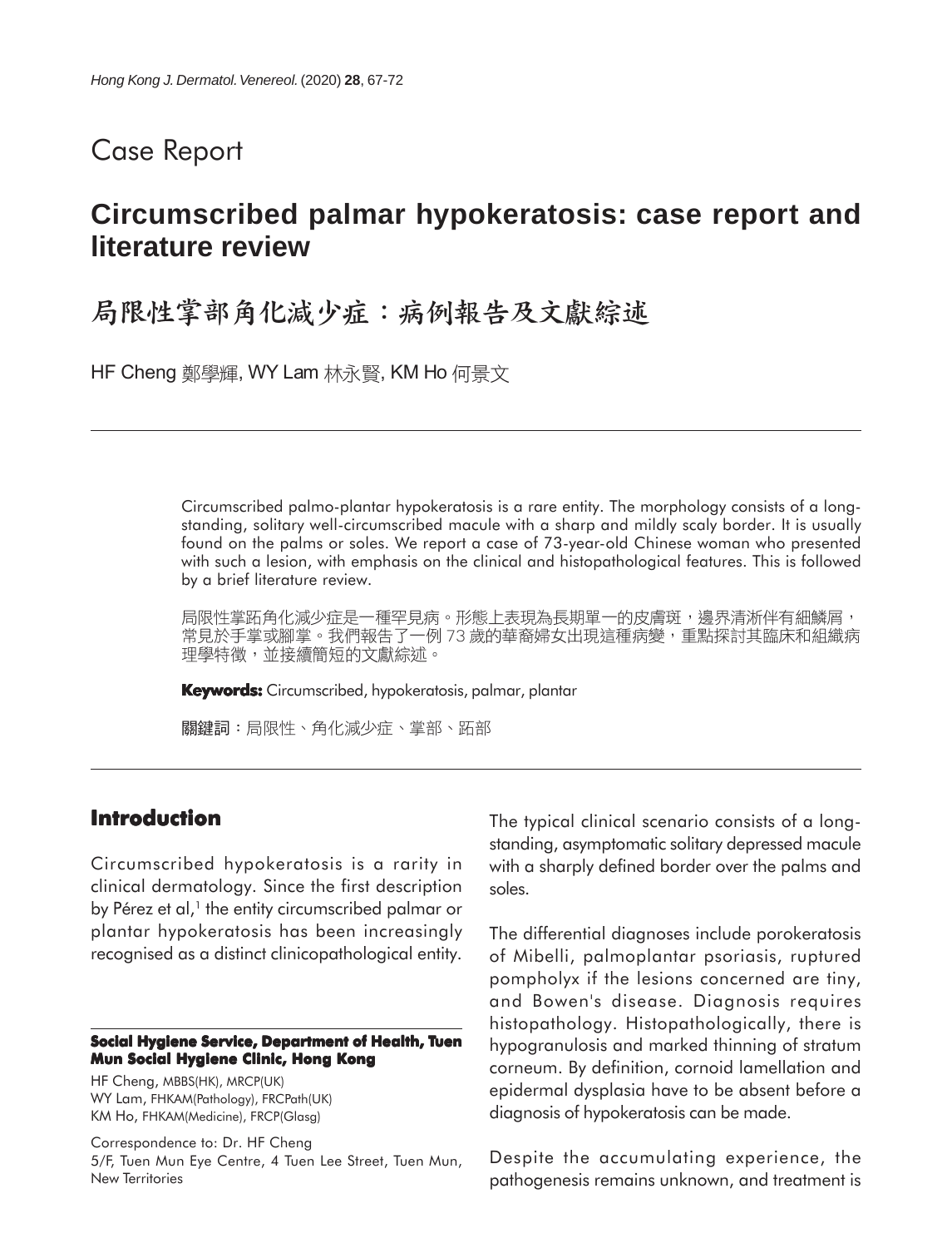# Case Report

## Circumscribed palmar hypokeratosis: case report and literature review

## 局限性掌部角化減少症：病例報告及文獻綜述

HF Cheng 鄭學輝, WY Lam 林永賢, KM Ho 何景文

Circumscribed palmo-plantar hypokeratosis is a rare entity. The morphology consists of a long-standing, solitary well-circumscribed macule with a sharp and mildly scaly border. It is usually found on the palms or soles. We report a case of 73-year-old Chinese woman who presented with such a lesion, with emphasis on the clinical and histopathological features. This is followed by a brief literature review.

局限性掌跖角化減少症是一種罕見病。形態上表現為長期單一的皮膚斑，邊界清淅伴有細鱗屑，常見於手掌或腳掌。我們報告了一例 73 歲的華裔婦女出現這種病變，重點探討其臨床和組織病理學特徵，並接續簡短的文獻綜述。

**Keywords:** Circumscribed, hypokeratosis, palmar, plantar

**關鍵詞**：局限性、角化減少症、掌部、跖部

### Introduction

Circumscribed hypokeratosis is a rarity in clinical dermatology. Since the first description by Pérez et al,[1] the entity circumscribed palmar or plantar hypokeratosis has been increasingly recognised as a distinct clinicopathological entity.

The typical clinical scenario consists of a long-standing, asymptomatic solitary depressed macule with a sharply defined border over the palms and soles.

The differential diagnoses include porokeratosis of Mibelli, palmoplantar psoriasis, ruptured pompholyx if the lesions concerned are tiny, and Bowen's disease. Diagnosis requires histopathology. Histopathologically, there is hypogranulosis and marked thinning of stratum corneum. By definition, cornoid lamellation and epidermal dysplasia have to be absent before a diagnosis of hypokeratosis can be made.

Despite the accumulating experience, the pathogenesis remains unknown, and treatment is

**Social Hygiene Service, Department of Health, Tuen Mun Social Hygiene Clinic, Hong Kong**

HF Cheng, MBBS(HK), MRCP(UK)
WY Lam, FHKAM(Pathology), FRCPath(UK)
KM Ho, FHKAM(Medicine), FRCP(Glasg)

Correspondence to: Dr. HF Cheng
5/F, Tuen Mun Eye Centre, 4 Tuen Lee Street, Tuen Mun, New Territories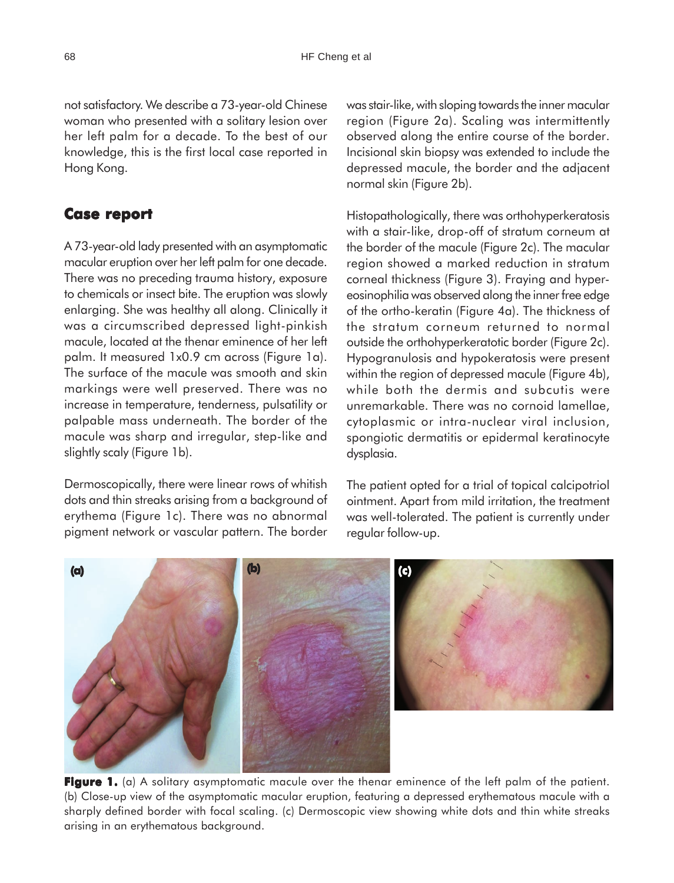not satisfactory. We describe a 73-year-old Chinese woman who presented with a solitary lesion over her left palm for a decade. To the best of our knowledge, this is the first local case reported in Hong Kong.

## Case report

A 73-year-old lady presented with an asymptomatic macular eruption over her left palm for one decade. There was no preceding trauma history, exposure to chemicals or insect bite. The eruption was slowly enlarging. She was healthy all along. Clinically it was a circumscribed depressed light-pinkish macule, located at the thenar eminence of her left palm. It measured 1x0.9 cm across (Figure 1a). The surface of the macule was smooth and skin markings were well preserved. There was no increase in temperature, tenderness, pulsatility or palpable mass underneath. The border of the macule was sharp and irregular, step-like and slightly scaly (Figure 1b).

Dermoscopically, there were linear rows of whitish dots and thin streaks arising from a background of erythema (Figure 1c). There was no abnormal pigment network or vascular pattern. The border was stair-like, with sloping towards the inner macular region (Figure 2a). Scaling was intermittently observed along the entire course of the border. Incisional skin biopsy was extended to include the depressed macule, the border and the adjacent normal skin (Figure 2b).

Histopathologically, there was orthohyperkeratosis with a stair-like, drop-off of stratum corneum at the border of the macule (Figure 2c). The macular region showed a marked reduction in stratum corneal thickness (Figure 3). Fraying and hyper-eosinophilia was observed along the inner free edge of the ortho-keratin (Figure 4a). The thickness of the stratum corneum returned to normal outside the orthohyperkeratotic border (Figure 2c). Hypogranulosis and hypokeratosis were present within the region of depressed macule (Figure 4b), while both the dermis and subcutis were unremarkable. There was no cornoid lamellae, cytoplasmic or intra-nuclear viral inclusion, spongiotic dermatitis or epidermal keratinocyte dysplasia.

The patient opted for a trial of topical calcipotriol ointment. Apart from mild irritation, the treatment was well-tolerated. The patient is currently under regular follow-up.

**Figure 1.** (a) A solitary asymptomatic macule over the thenar eminence of the left palm of the patient. (b) Close-up view of the asymptomatic macular eruption, featuring a depressed erythematous macule with a sharply defined border with focal scaling. (c) Dermoscopic view showing white dots and thin white streaks arising in an erythematous background.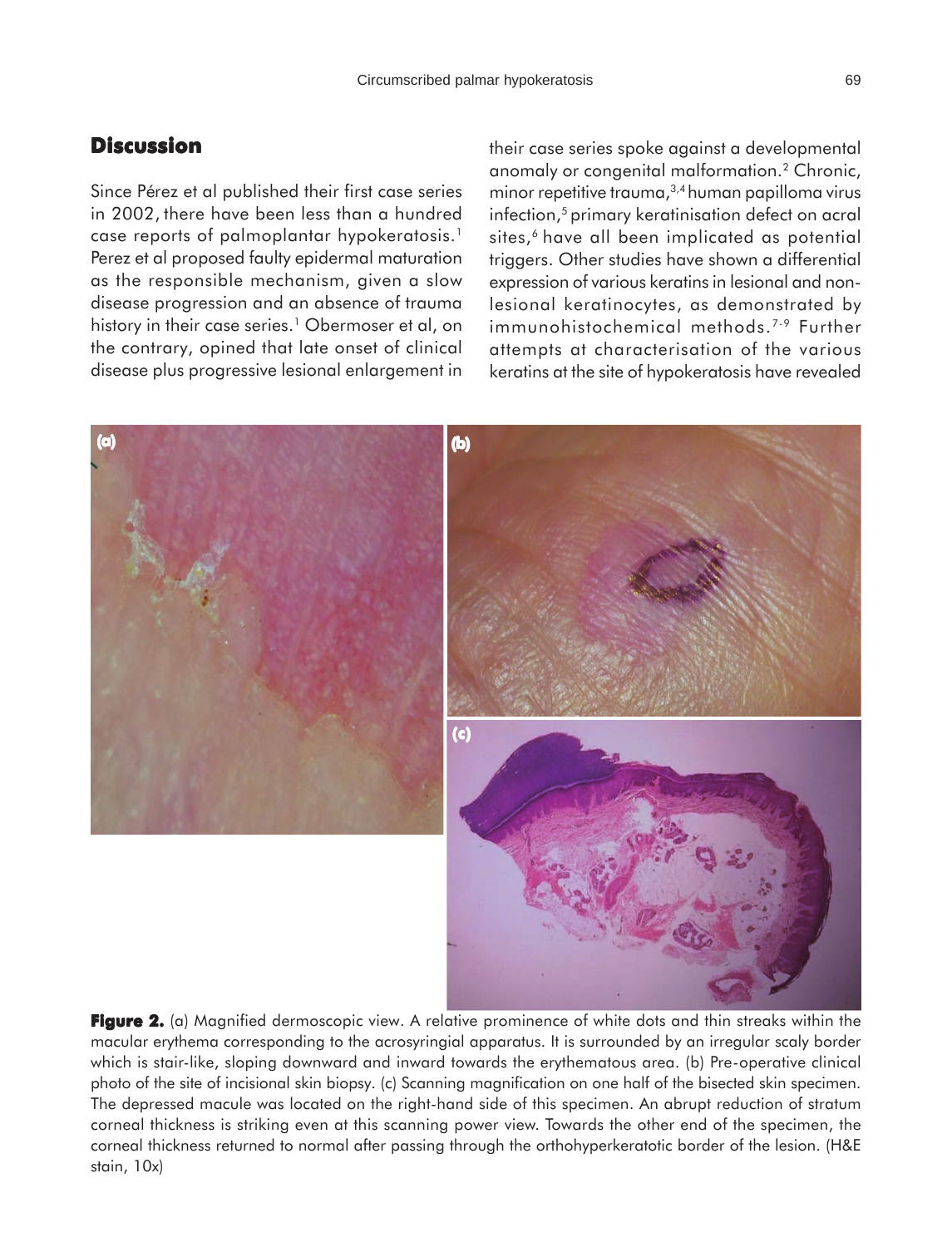## Discussion

Since Pérez et al published their first case series in 2002, there have been less than a hundred case reports of palmoplantar hypokeratosis.[1] Perez et al proposed faulty epidermal maturation as the responsible mechanism, given a slow disease progression and an absence of trauma history in their case series.[1] Obermoser et al, on the contrary, opined that late onset of clinical disease plus progressive lesional enlargement in their case series spoke against a developmental anomaly or congenital malformation.[2] Chronic, minor repetitive trauma,[3,4] human papilloma virus infection,[5] primary keratinisation defect on acral sites,[6] have all been implicated as potential triggers. Other studies have shown a differential expression of various keratins in lesional and non-lesional keratinocytes, as demonstrated by immunohistochemical methods.[7-9] Further attempts at characterisation of the various keratins at the site of hypokeratosis have revealed

**Figure 2.** (a) Magnified dermoscopic view. A relative prominence of white dots and thin streaks within the macular erythema corresponding to the acrosyringial apparatus. It is surrounded by an irregular scaly border which is stair-like, sloping downward and inward towards the erythematous area. (b) Pre-operative clinical photo of the site of incisional skin biopsy. (c) Scanning magnification on one half of the bisected skin specimen. The depressed macule was located on the right-hand side of this specimen. An abrupt reduction of stratum corneal thickness is striking even at this scanning power view. Towards the other end of the specimen, the corneal thickness returned to normal after passing through the orthohyperkeratotic border of the lesion. (H&E stain, 10x)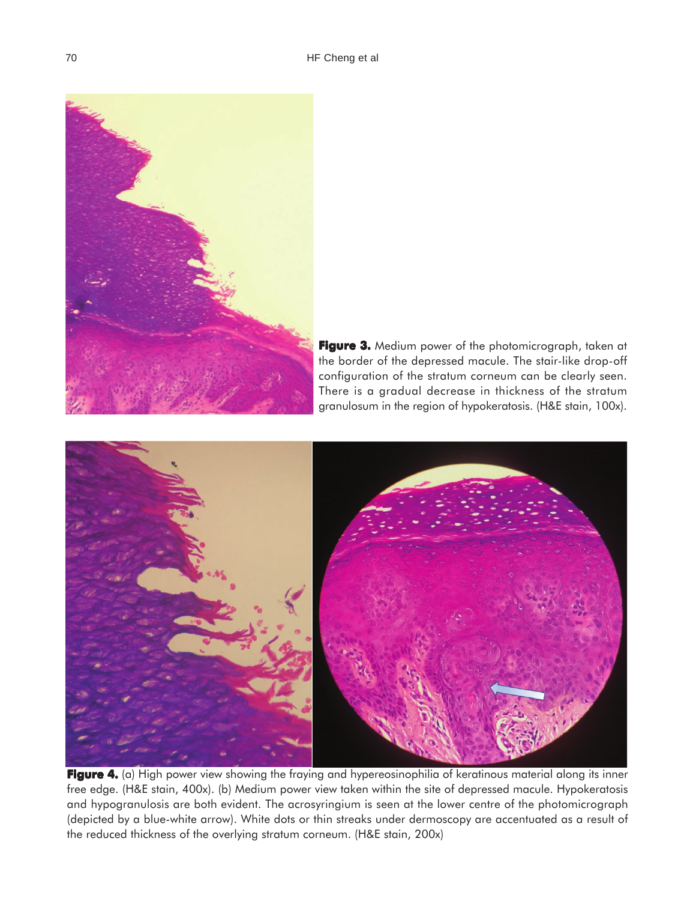**Figure 3.** Medium power of the photomicrograph, taken at the border of the depressed macule. The stair-like drop-off configuration of the stratum corneum can be clearly seen. There is a gradual decrease in thickness of the stratum granulosum in the region of hypokeratosis. (H&E stain, 100x).

**Figure 4.** (a) High power view showing the fraying and hypereosinophilia of keratinous material along its inner free edge. (H&E stain, 400x). (b) Medium power view taken within the site of depressed macule. Hypokeratosis and hypogranulosis are both evident. The acrosyringium is seen at the lower centre of the photomicrograph (depicted by a blue-white arrow). White dots or thin streaks under dermoscopy are accentuated as a result of the reduced thickness of the overlying stratum corneum. (H&E stain, 200x)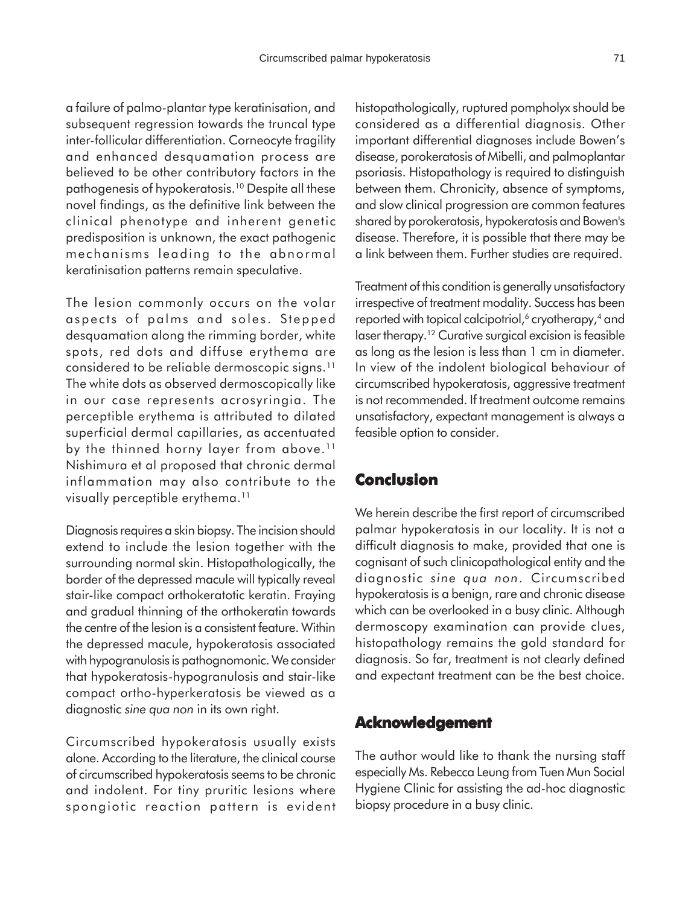a failure of palmo-plantar type keratinisation, and subsequent regression towards the truncal type inter-follicular differentiation. Corneocyte fragility and enhanced desquamation process are believed to be other contributory factors in the pathogenesis of hypokeratosis.[10] Despite all these novel findings, as the definitive link between the clinical phenotype and inherent genetic predisposition is unknown, the exact pathogenic mechanisms leading to the abnormal keratinisation patterns remain speculative.

The lesion commonly occurs on the volar aspects of palms and soles. Stepped desquamation along the rimming border, white spots, red dots and diffuse erythema are considered to be reliable dermoscopic signs.[11] The white dots as observed dermoscopically like in our case represents acrosyringia. The perceptible erythema is attributed to dilated superficial dermal capillaries, as accentuated by the thinned horny layer from above.[11] Nishimura et al proposed that chronic dermal inflammation may also contribute to the visually perceptible erythema.[11]

Diagnosis requires a skin biopsy. The incision should extend to include the lesion together with the surrounding normal skin. Histopathologically, the border of the depressed macule will typically reveal stair-like compact orthokeratotic keratin. Fraying and gradual thinning of the orthokeratin towards the centre of the lesion is a consistent feature. Within the depressed macule, hypokeratosis associated with hypogranulosis is pathognomonic. We consider that hypokeratosis-hypogranulosis and stair-like compact ortho-hyperkeratosis be viewed as a diagnostic *sine qua non* in its own right.

Circumscribed hypokeratosis usually exists alone. According to the literature, the clinical course of circumscribed hypokeratosis seems to be chronic and indolent. For tiny pruritic lesions where spongiotic reaction pattern is evident histopathologically, ruptured pompholyx should be considered as a differential diagnosis. Other important differential diagnoses include Bowen's disease, porokeratosis of Mibelli, and palmoplantar psoriasis. Histopathology is required to distinguish between them. Chronicity, absence of symptoms, and slow clinical progression are common features shared by porokeratosis, hypokeratosis and Bowen's disease. Therefore, it is possible that there may be a link between them. Further studies are required.

Treatment of this condition is generally unsatisfactory irrespective of treatment modality. Success has been reported with topical calcipotriol,[6] cryotherapy,[4] and laser therapy.[12] Curative surgical excision is feasible as long as the lesion is less than 1 cm in diameter. In view of the indolent biological behaviour of circumscribed hypokeratosis, aggressive treatment is not recommended. If treatment outcome remains unsatisfactory, expectant management is always a feasible option to consider.

## Conclusion

We herein describe the first report of circumscribed palmar hypokeratosis in our locality. It is not a difficult diagnosis to make, provided that one is cognisant of such clinicopathological entity and the diagnostic *sine qua non*. Circumscribed hypokeratosis is a benign, rare and chronic disease which can be overlooked in a busy clinic. Although dermoscopy examination can provide clues, histopathology remains the gold standard for diagnosis. So far, treatment is not clearly defined and expectant treatment can be the best choice.

## Acknowledgement

The author would like to thank the nursing staff especially Ms. Rebecca Leung from Tuen Mun Social Hygiene Clinic for assisting the ad-hoc diagnostic biopsy procedure in a busy clinic.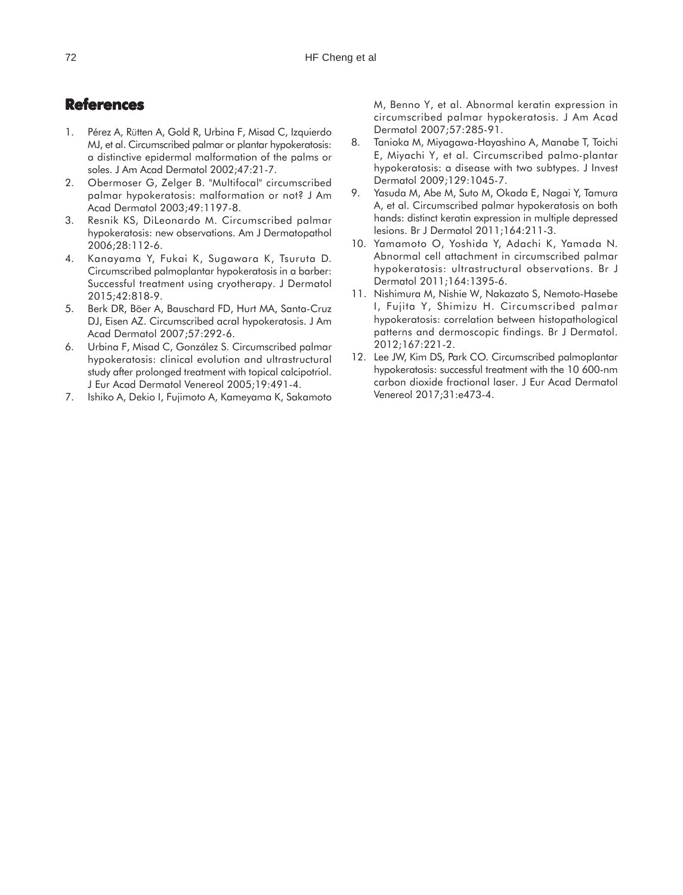## References

1. Pérez A, Rütten A, Gold R, Urbina F, Misad C, Izquierdo MJ, et al. Circumscribed palmar or plantar hypokeratosis: a distinctive epidermal malformation of the palms or soles. J Am Acad Dermatol 2002;47:21-7.
2. Obermoser G, Zelger B. "Multifocal" circumscribed palmar hypokeratosis: malformation or not? J Am Acad Dermatol 2003;49:1197-8.
3. Resnik KS, DiLeonardo M. Circumscribed palmar hypokeratosis: new observations. Am J Dermatopathol 2006;28:112-6.
4. Kanayama Y, Fukai K, Sugawara K, Tsuruta D. Circumscribed palmoplantar hypokeratosis in a barber: Successful treatment using cryotherapy. J Dermatol 2015;42:818-9.
5. Berk DR, Böer A, Bauschard FD, Hurt MA, Santa-Cruz DJ, Eisen AZ. Circumscribed acral hypokeratosis. J Am Acad Dermatol 2007;57:292-6.
6. Urbina F, Misad C, González S. Circumscribed palmar hypokeratosis: clinical evolution and ultrastructural study after prolonged treatment with topical calcipotriol. J Eur Acad Dermatol Venereol 2005;19:491-4.
7. Ishiko A, Dekio I, Fujimoto A, Kameyama K, Sakamoto M, Benno Y, et al. Abnormal keratin expression in circumscribed palmar hypokeratosis. J Am Acad Dermatol 2007;57:285-91.
8. Tanioka M, Miyagawa-Hayashino A, Manabe T, Toichi E, Miyachi Y, et al. Circumscribed palmo-plantar hypokeratosis: a disease with two subtypes. J Invest Dermatol 2009;129:1045-7.
9. Yasuda M, Abe M, Suto M, Okada E, Nagai Y, Tamura A, et al. Circumscribed palmar hypokeratosis on both hands: distinct keratin expression in multiple depressed lesions. Br J Dermatol 2011;164:211-3.
10. Yamamoto O, Yoshida Y, Adachi K, Yamada N. Abnormal cell attachment in circumscribed palmar hypokeratosis: ultrastructural observations. Br J Dermatol 2011;164:1395-6.
11. Nishimura M, Nishie W, Nakazato S, Nemoto-Hasebe I, Fujita Y, Shimizu H. Circumscribed palmar hypokeratosis: correlation between histopathological patterns and dermoscopic findings. Br J Dermatol. 2012;167:221-2.
12. Lee JW, Kim DS, Park CO. Circumscribed palmoplantar hypokeratosis: successful treatment with the 10 600-nm carbon dioxide fractional laser. J Eur Acad Dermatol Venereol 2017;31:e473-4.